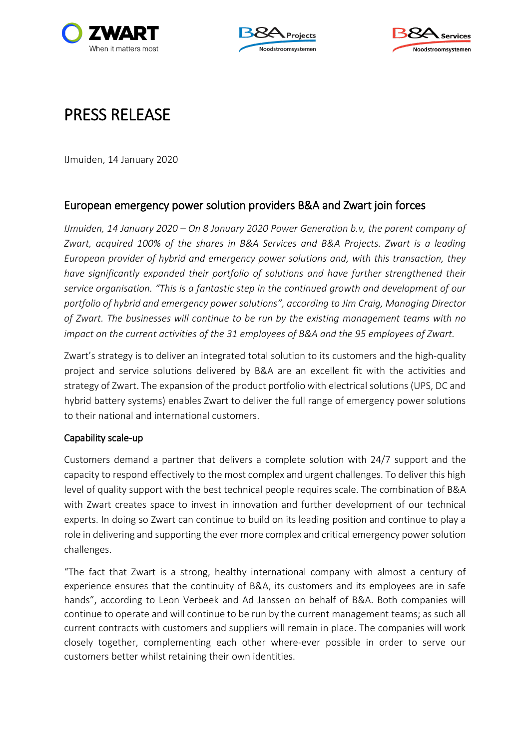# PRESS RELEASE

IJmuiden, 14 January 2020

## European emergency power solution providers B&A and Zwart join forces

*IJmuiden, 14 January 2020 – On 8 January 2020 Power Generation b.v, the parent company of Zwart, acquired 100% of the shares in B&A Services and B&A Projects. Zwart is a leading European provider of hybrid and emergency power solutions and, with this transaction, they have significantly expanded their portfolio of solutions and have further strengthened their service organisation. "This is a fantastic step in the continued growth and development of our portfolio of hybrid and emergency power solutions", according to Jim Craig, Managing Director of Zwart. The businesses will continue to be run by the existing management teams with no impact on the current activities of the 31 employees of B&A and the 95 employees of Zwart.*

Zwart's strategy is to deliver an integrated total solution to its customers and the high-quality project and service solutions delivered by B&A are an excellent fit with the activities and strategy of Zwart. The expansion of the product portfolio with electrical solutions (UPS, DC and hybrid battery systems) enables Zwart to deliver the full range of emergency power solutions to their national and international customers.

### Capability scale-up

Customers demand a partner that delivers a complete solution with 24/7 support and the capacity to respond effectively to the most complex and urgent challenges. To deliver this high level of quality support with the best technical people requires scale. The combination of B&A with Zwart creates space to invest in innovation and further development of our technical experts. In doing so Zwart can continue to build on its leading position and continue to play a role in delivering and supporting the ever more complex and critical emergency power solution challenges.

"The fact that Zwart is a strong, healthy international company with almost a century of experience ensures that the continuity of B&A, its customers and its employees are in safe hands", according to Leon Verbeek and Ad Janssen on behalf of B&A. Both companies will continue to operate and will continue to be run by the current management teams; as such all current contracts with customers and suppliers will remain in place. The companies will work closely together, complementing each other where-ever possible in order to serve our customers better whilst retaining their own identities.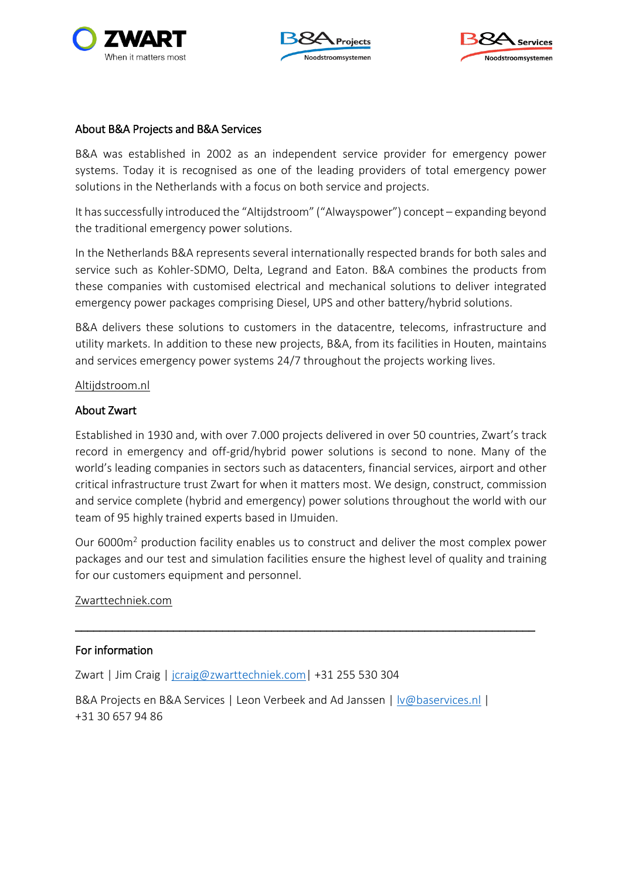ZWART
When it matters most

B&A Projects
Noodstroomsystemen

B&A Services
Noodstroomsystemen

## About B&A Projects and B&A Services

B&A was established in 2002 as an independent service provider for emergency power systems. Today it is recognised as one of the leading providers of total emergency power solutions in the Netherlands with a focus on both service and projects.

It has successfully introduced the "Altijdstroom" ("Alwayspower") concept – expanding beyond the traditional emergency power solutions.

In the Netherlands B&A represents several internationally respected brands for both sales and service such as Kohler-SDMO, Delta, Legrand and Eaton. B&A combines the products from these companies with customised electrical and mechanical solutions to deliver integrated emergency power packages comprising Diesel, UPS and other battery/hybrid solutions.

B&A delivers these solutions to customers in the datacentre, telecoms, infrastructure and utility markets. In addition to these new projects, B&A, from its facilities in Houten, maintains and services emergency power systems 24/7 throughout the projects working lives.

Altijdstroom.nl

## About Zwart

Established in 1930 and, with over 7.000 projects delivered in over 50 countries, Zwart's track record in emergency and off-grid/hybrid power solutions is second to none. Many of the world's leading companies in sectors such as datacenters, financial services, airport and other critical infrastructure trust Zwart for when it matters most. We design, construct, commission and service complete (hybrid and emergency) power solutions throughout the world with our team of 95 highly trained experts based in IJmuiden.

Our 6000m$^2$ production facility enables us to construct and deliver the most complex power packages and our test and simulation facilities ensure the highest level of quality and training for our customers equipment and personnel.

Zwarttechniek.com

---

## For information

Zwart | Jim Craig | jcraig@zwarttechniek.com | +31 255 530 304

B&A Projects en B&A Services | Leon Verbeek and Ad Janssen | lv@baservices.nl | +31 30 657 94 86